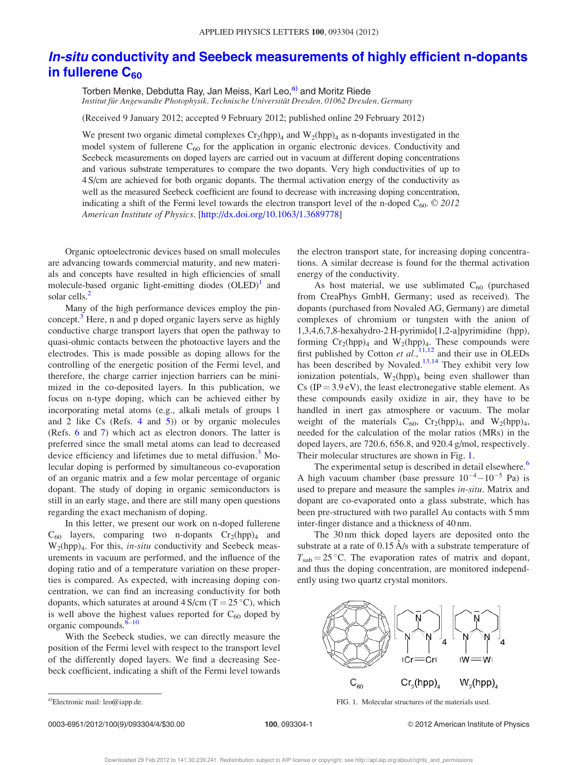# *In-situ* conductivity and Seebeck measurements of highly efficient n-dopants in fullerene $C_{60}$

Torben Menke, Debdutta Ray, Jan Meiss, Karl Leo,[a] and Moritz Riede

*Institut für Angewandte Photophysik, Technische Universität Dresden, 01062 Dresden, Germany*

(Received 9 January 2012; accepted 9 February 2012; published online 29 February 2012)

We present two organic dimetal complexes $Cr_2(hpp)_4$ and $W_2(hpp)_4$ as n-dopants investigated in the model system of fullerene $C_{60}$ for the application in organic electronic devices. Conductivity and Seebeck measurements on doped layers are carried out in vacuum at different doping concentrations and various substrate temperatures to compare the two dopants. Very high conductivities of up to 4 S/cm are achieved for both organic dopants. The thermal activation energy of the conductivity as well as the measured Seebeck coefficient are found to decrease with increasing doping concentration, indicating a shift of the Fermi level towards the electron transport level of the n-doped $C_{60}$. © *2012 American Institute of Physics*. [http://dx.doi.org/10.1063/1.3689778]

Organic optoelectronic devices based on small molecules are advancing towards commercial maturity, and new materials and concepts have resulted in high efficiencies of small molecule-based organic light-emitting diodes (OLED)[1] and solar cells.[2]

Many of the high performance devices employ the pin-concept.[3] Here, n and p doped organic layers serve as highly conductive charge transport layers that open the pathway to quasi-ohmic contacts between the photoactive layers and the electrodes. This is made possible as doping allows for the controlling of the energetic position of the Fermi level, and therefore, the charge carrier injection barriers can be minimized in the co-deposited layers. In this publication, we focus on n-type doping, which can be achieved either by incorporating metal atoms (e.g., alkali metals of groups 1 and 2 like Cs (Refs. 4 and 5)) or by organic molecules (Refs. 6 and 7) which act as electron donors. The latter is preferred since the small metal atoms can lead to decreased device efficiency and lifetimes due to metal diffusion.[3] Molecular doping is performed by simultaneous co-evaporation of an organic matrix and a few molar percentage of organic dopant. The study of doping in organic semiconductors is still in an early stage, and there are still many open questions regarding the exact mechanism of doping.

In this letter, we present our work on n-doped fullerene $C_{60}$ layers, comparing two n-dopants $Cr_2(hpp)_4$ and $W_2(hpp)_4$. For this, *in-situ* conductivity and Seebeck measurements in vacuum are performed, and the influence of the doping ratio and of a temperature variation on these properties is compared. As expected, with increasing doping concentration, we can find an increasing conductivity for both dopants, which saturates at around 4 S/cm ($T = 25\,^{\circ}$C), which is well above the highest values reported for $C_{60}$ doped by organic compounds.[8–10]

With the Seebeck studies, we can directly measure the position of the Fermi level with respect to the transport level of the differently doped layers. We find a decreasing Seebeck coefficient, indicating a shift of the Fermi level towards the electron transport state, for increasing doping concentrations. A similar decrease is found for the thermal activation energy of the conductivity.

As host material, we use sublimated $C_{60}$ (purchased from CreaPhys GmbH, Germany; used as received). The dopants (purchased from Novaled AG, Germany) are dimetal complexes of chromium or tungsten with the anion of 1,3,4,6,7,8-hexahydro-2 H-pyrimido[1,2-a]pyrimidine (hpp), forming $Cr_2(hpp)_4$ and $W_2(hpp)_4$. These compounds were first published by Cotton *et al.*,[11,12] and their use in OLEDs has been described by Novaled.[13,14] They exhibit very low ionization potentials, $W_2(hpp)_4$ being even shallower than Cs (IP = 3.9 eV), the least electronegative stable element. As these compounds easily oxidize in air, they have to be handled in inert gas atmosphere or vacuum. The molar weight of the materials $C_{60}$, $Cr_2(hpp)_4$, and $W_2(hpp)_4$, needed for the calculation of the molar ratios (MRs) in the doped layers, are 720.6, 656.8, and 920.4 g/mol, respectively. Their molecular structures are shown in Fig. 1.

The experimental setup is described in detail elsewhere.[6] A high vacuum chamber (base pressure $10^{-4}$–$10^{-5}$ Pa) is used to prepare and measure the samples *in-situ*. Matrix and dopant are co-evaporated onto a glass substrate, which has been pre-structured with two parallel Au contacts with 5 mm inter-finger distance and a thickness of 40 nm.

The 30 nm thick doped layers are deposited onto the substrate at a rate of 0.15 Å/s with a substrate temperature of $T_{sub} = 25\,^{\circ}$C. The evaporation rates of matrix and dopant, and thus the doping concentration, are monitored independently using two quartz crystal monitors.

FIG. 1. Molecular structures of the materials used.

[a]Electronic mail: leo@iapp.de.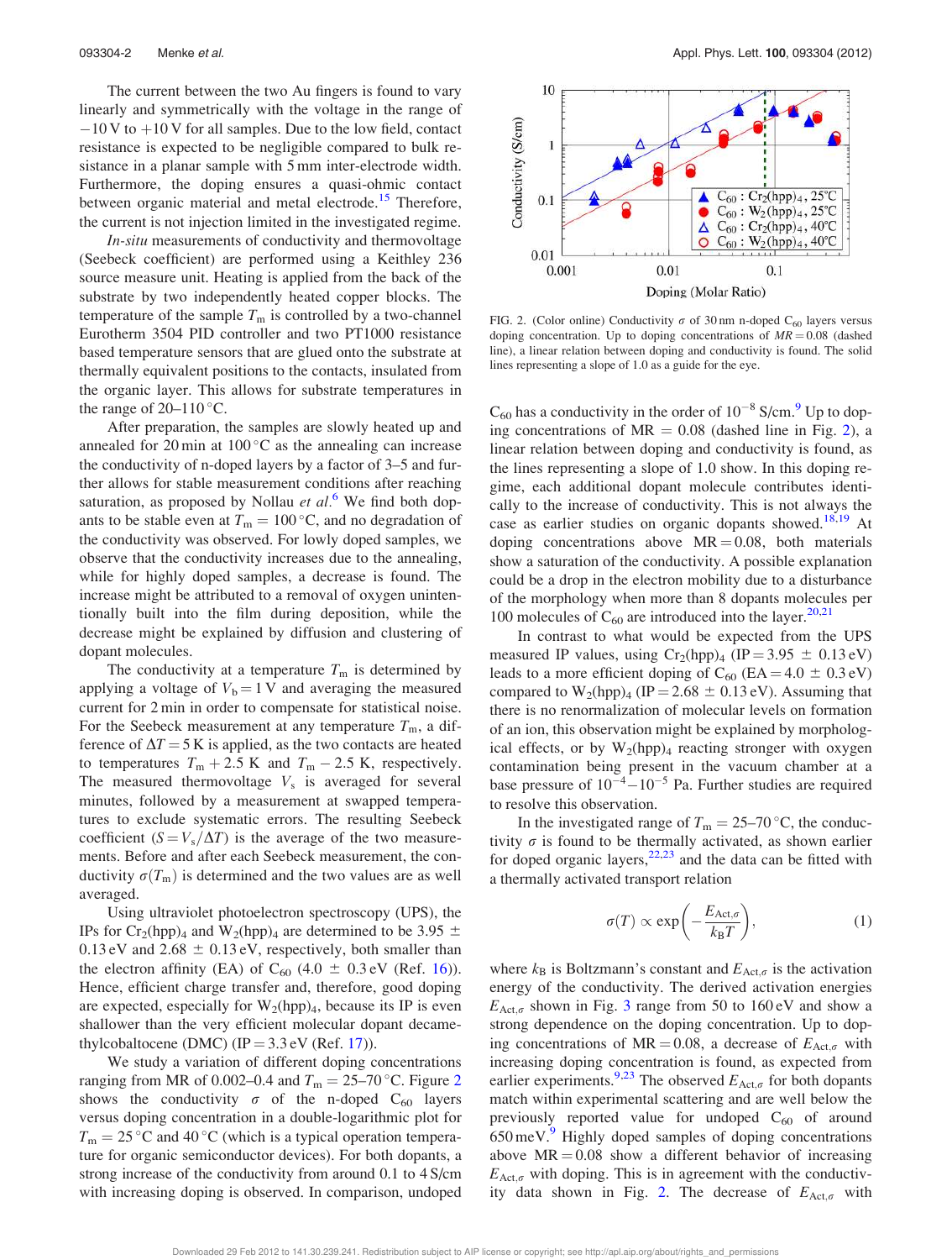The current between the two Au fingers is found to vary linearly and symmetrically with the voltage in the range of −10 V to +10 V for all samples. Due to the low field, contact resistance is expected to be negligible compared to bulk resistance in a planar sample with 5 mm inter-electrode width. Furthermore, the doping ensures a quasi-ohmic contact between organic material and metal electrode.[15] Therefore, the current is not injection limited in the investigated regime.

*In-situ* measurements of conductivity and thermovoltage (Seebeck coefficient) are performed using a Keithley 236 source measure unit. Heating is applied from the back of the substrate by two independently heated copper blocks. The temperature of the sample $T_m$ is controlled by a two-channel Eurotherm 3504 PID controller and two PT1000 resistance based temperature sensors that are glued onto the substrate at thermally equivalent positions to the contacts, insulated from the organic layer. This allows for substrate temperatures in the range of 20–110 °C.

After preparation, the samples are slowly heated up and annealed for 20 min at 100 °C as the annealing can increase the conductivity of n-doped layers by a factor of 3–5 and further allows for stable measurement conditions after reaching saturation, as proposed by Nollau *et al.*[6] We find both dopants to be stable even at $T_m = 100\,°C$, and no degradation of the conductivity was observed. For lowly doped samples, we observe that the conductivity increases due to the annealing, while for highly doped samples, a decrease is found. The increase might be attributed to a removal of oxygen unintentionally built into the film during deposition, while the decrease might be explained by diffusion and clustering of dopant molecules.

The conductivity at a temperature $T_m$ is determined by applying a voltage of $V_b = 1\,V$ and averaging the measured current for 2 min in order to compensate for statistical noise. For the Seebeck measurement at any temperature $T_m$, a difference of $\Delta T = 5\,K$ is applied, as the two contacts are heated to temperatures $T_m + 2.5$ K and $T_m - 2.5$ K, respectively. The measured thermovoltage $V_s$ is averaged for several minutes, followed by a measurement at swapped temperatures to exclude systematic errors. The resulting Seebeck coefficient ($S = V_s/\Delta T$) is the average of the two measurements. Before and after each Seebeck measurement, the conductivity $\sigma(T_m)$ is determined and the two values are as well averaged.

Using ultraviolet photoelectron spectroscopy (UPS), the IPs for $Cr_2$(hpp)$_4$ and $W_2$(hpp)$_4$ are determined to be 3.95 ± 0.13 eV and 2.68 ± 0.13 eV, respectively, both smaller than the electron affinity (EA) of $C_{60}$ (4.0 ± 0.3 eV (Ref. 16)). Hence, efficient charge transfer and, therefore, good doping are expected, especially for $W_2$(hpp)$_4$, because its IP is even shallower than the very efficient molecular dopant decamethylcobaltocene (DMC) (IP = 3.3 eV (Ref. 17)).

We study a variation of different doping concentrations ranging from MR of 0.002–0.4 and $T_m$ = 25–70 °C. Figure 2 shows the conductivity $\sigma$ of the n-doped $C_{60}$ layers versus doping concentration in a double-logarithmic plot for $T_m$ = 25 °C and 40 °C (which is a typical operation temperature for organic semiconductor devices). For both dopants, a strong increase of the conductivity from around 0.1 to 4 S/cm with increasing doping is observed. In comparison, undoped $C_{60}$ has a conductivity in the order of $10^{-8}$ S/cm.[9] Up to doping concentrations of MR = 0.08 (dashed line in Fig. 2), a linear relation between doping and conductivity is found, as the lines representing a slope of 1.0 show. In this doping regime, each additional dopant molecule contributes identically to the increase of conductivity. This is not always the case as earlier studies on organic dopants showed.[18,19] At doping concentrations above MR = 0.08, both materials show a saturation of the conductivity. A possible explanation could be a drop in the electron mobility due to a disturbance of the morphology when more than 8 dopants molecules per 100 molecules of $C_{60}$ are introduced into the layer.[20,21]

FIG. 2. (Color online) Conductivity $\sigma$ of 30 nm n-doped $C_{60}$ layers versus doping concentration. Up to doping concentrations of $MR = 0.08$ (dashed line), a linear relation between doping and conductivity is found. The solid lines representing a slope of 1.0 as a guide for the eye.

In contrast to what would be expected from the UPS measured IP values, using $Cr_2$(hpp)$_4$ (IP = 3.95 ± 0.13 eV) leads to a more efficient doping of $C_{60}$ (EA = 4.0 ± 0.3 eV) compared to $W_2$(hpp)$_4$ (IP = 2.68 ± 0.13 eV). Assuming that there is no renormalization of molecular levels on formation of an ion, this observation might be explained by morphological effects, or by $W_2$(hpp)$_4$ reacting stronger with oxygen contamination being present in the vacuum chamber at a base pressure of $10^{-4}$–$10^{-5}$ Pa. Further studies are required to resolve this observation.

In the investigated range of $T_m$ = 25–70 °C, the conductivity $\sigma$ is found to be thermally activated, as shown earlier for doped organic layers,[22,23] and the data can be fitted with a thermally activated transport relation

$$\sigma(T) \propto \exp\left(-\frac{E_{\mathrm{Act},\sigma}}{k_B T}\right), \tag{1}$$

where $k_B$ is Boltzmann's constant and $E_{\mathrm{Act},\sigma}$ is the activation energy of the conductivity. The derived activation energies $E_{\mathrm{Act},\sigma}$ shown in Fig. 3 range from 50 to 160 eV and show a strong dependence on the doping concentration. Up to doping concentrations of MR = 0.08, a decrease of $E_{\mathrm{Act},\sigma}$ with increasing doping concentration is found, as expected from earlier experiments.[9,23] The observed $E_{\mathrm{Act},\sigma}$ for both dopants match within experimental scattering and are well below the previously reported value for undoped $C_{60}$ of around 650 meV.[9] Highly doped samples of doping concentrations above MR = 0.08 show a different behavior of increasing $E_{\mathrm{Act},\sigma}$ with doping. This is in agreement with the conductivity data shown in Fig. 2. The decrease of $E_{\mathrm{Act},\sigma}$ with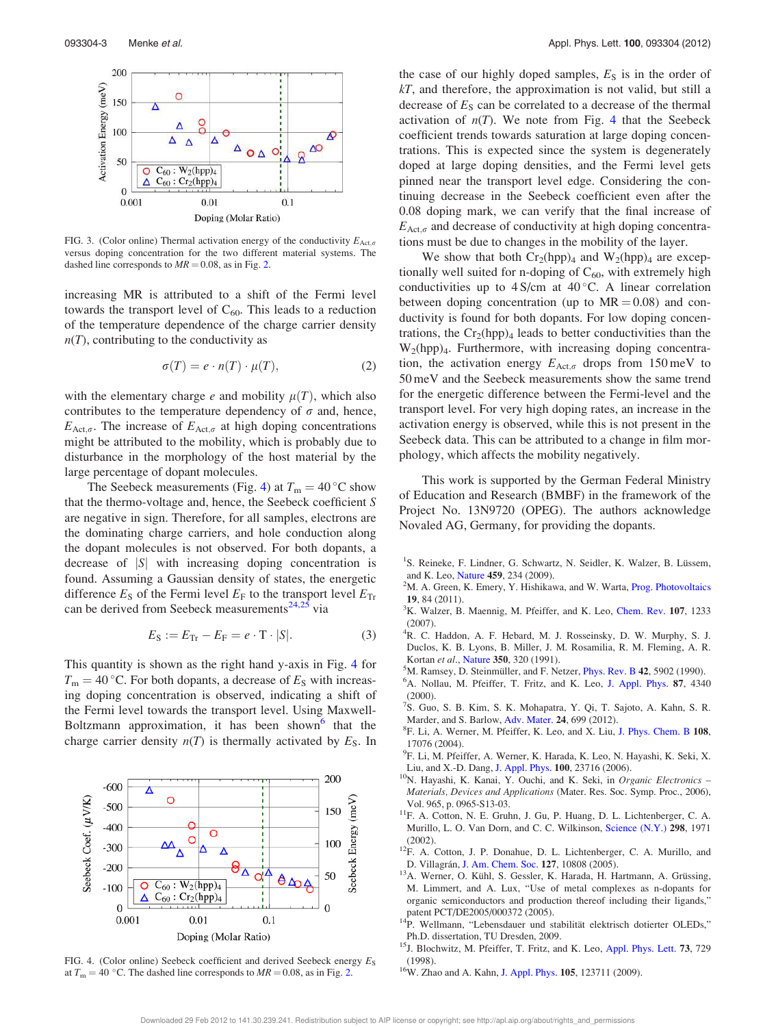FIG. 3. (Color online) Thermal activation energy of the conductivity $E_{Act,\sigma}$ versus doping concentration for the two different material systems. The dashed line corresponds to $MR = 0.08$, as in Fig. 2.

increasing MR is attributed to a shift of the Fermi level towards the transport level of $C_{60}$. This leads to a reduction of the temperature dependence of the charge carrier density $n(T)$, contributing to the conductivity as

$$\sigma(T) = e \cdot n(T) \cdot \mu(T), \tag{2}$$

with the elementary charge $e$ and mobility $\mu(T)$, which also contributes to the temperature dependency of $\sigma$ and, hence, $E_{Act,\sigma}$. The increase of $E_{Act,\sigma}$ at high doping concentrations might be attributed to the mobility, which is probably due to disturbance in the morphology of the host material by the large percentage of dopant molecules.

The Seebeck measurements (Fig. 4) at $T_m = 40\,^{\circ}$C show that the thermo-voltage and, hence, the Seebeck coefficient $S$ are negative in sign. Therefore, for all samples, electrons are the dominating charge carriers, and hole conduction along the dopant molecules is not observed. For both dopants, a decrease of $|S|$ with increasing doping concentration is found. Assuming a Gaussian density of states, the energetic difference $E_S$ of the Fermi level $E_F$ to the transport level $E_{Tr}$ can be derived from Seebeck measurements[24,25] via

$$E_S := E_{Tr} - E_F = e \cdot T \cdot |S|. \tag{3}$$

This quantity is shown as the right hand y-axis in Fig. 4 for $T_m = 40\,^{\circ}$C. For both dopants, a decrease of $E_S$ with increasing doping concentration is observed, indicating a shift of the Fermi level towards the transport level. Using Maxwell-Boltzmann approximation, it has been shown[6] that the charge carrier density $n(T)$ is thermally activated by $E_S$. In the case of our highly doped samples, $E_S$ is in the order of $kT$, and therefore, the approximation is not valid, but still a decrease of $E_S$ can be correlated to a decrease of the thermal activation of $n(T)$. We note from Fig. 4 that the Seebeck coefficient trends towards saturation at large doping concentrations. This is expected since the system is degenerately doped at large doping densities, and the Fermi level gets pinned near the transport level edge. Considering the continuing decrease in the Seebeck coefficient even after the 0.08 doping mark, we can verify that the final increase of $E_{Act,\sigma}$ and decrease of conductivity at high doping concentrations must be due to changes in the mobility of the layer.

FIG. 4. (Color online) Seebeck coefficient and derived Seebeck energy $E_S$ at $T_m = 40\,^{\circ}$C. The dashed line corresponds to $MR = 0.08$, as in Fig. 2.

We show that both $Cr_2(hpp)_4$ and $W_2(hpp)_4$ are exceptionally well suited for n-doping of $C_{60}$, with extremely high conductivities up to 4 S/cm at 40 °C. A linear correlation between doping concentration (up to MR = 0.08) and conductivity is found for both dopants. For low doping concentrations, the $Cr_2(hpp)_4$ leads to better conductivities than the $W_2(hpp)_4$. Furthermore, with increasing doping concentration, the activation energy $E_{Act,\sigma}$ drops from 150 meV to 50 meV and the Seebeck measurements show the same trend for the energetic difference between the Fermi-level and the transport level. For very high doping rates, an increase in the activation energy is observed, while this is not present in the Seebeck data. This can be attributed to a change in film morphology, which affects the mobility negatively.

This work is supported by the German Federal Ministry of Education and Research (BMBF) in the framework of the Project No. 13N9720 (OPEG). The authors acknowledge Novaled AG, Germany, for providing the dopants.

[1] S. Reineke, F. Lindner, G. Schwartz, N. Seidler, K. Walzer, B. Lüssem, and K. Leo, Nature 459, 234 (2009).
[2] M. A. Green, K. Emery, Y. Hishikawa, and W. Warta, Prog. Photovoltaics 19, 84 (2011).
[3] K. Walzer, B. Maennig, M. Pfeiffer, and K. Leo, Chem. Rev. 107, 1233 (2007).
[4] R. C. Haddon, A. F. Hebard, M. J. Rosseinsky, D. W. Murphy, S. J. Duclos, K. B. Lyons, B. Miller, J. M. Rosamilia, R. M. Fleming, A. R. Kortan et al., Nature 350, 320 (1991).
[5] M. Ramsey, D. Steinmüller, and F. Netzer, Phys. Rev. B 42, 5902 (1990).
[6] A. Nollau, M. Pfeiffer, T. Fritz, and K. Leo, J. Appl. Phys. 87, 4340 (2000).
[7] S. Guo, S. B. Kim, S. K. Mohapatra, Y. Qi, T. Sajoto, A. Kahn, S. R. Marder, and S. Barlow, Adv. Mater. 24, 699 (2012).
[8] F. Li, A. Werner, M. Pfeiffer, K. Leo, and X. Liu, J. Phys. Chem. B 108, 17076 (2004).
[9] F. Li, M. Pfeiffer, A. Werner, K. Harada, K. Leo, N. Hayashi, K. Seki, X. Liu, and X.-D. Dang, J. Appl. Phys. 100, 23716 (2006).
[10] N. Hayashi, K. Kanai, Y. Ouchi, and K. Seki, in *Organic Electronics – Materials, Devices and Applications* (Mater. Res. Soc. Symp. Proc., 2006), Vol. 965, p. 0965-S13-03.
[11] F. A. Cotton, N. E. Gruhn, J. Gu, P. Huang, D. L. Lichtenberger, C. A. Murillo, L. O. Van Dorn, and C. C. Wilkinson, Science (N.Y.) 298, 1971 (2002).
[12] F. A. Cotton, J. P. Donahue, D. L. Lichtenberger, C. A. Murillo, and D. Villagrán, J. Am. Chem. Soc. 127, 10808 (2005).
[13] A. Werner, O. Kühl, S. Gessler, K. Harada, H. Hartmann, A. Grüssing, M. Limmert, and A. Lux, "Use of metal complexes as n-dopants for organic semiconductors and production thereof including their ligands," patent PCT/DE2005/000372 (2005).
[14] P. Wellmann, "Lebensdauer und stabilität dotierter OLEDs," Ph.D. dissertation, TU Dresden, 2009.
[15] J. Blochwitz, M. Pfeiffer, T. Fritz, and K. Leo, Appl. Phys. Lett. 73, 729 (1998).
[16] W. Zhao and A. Kahn, J. Appl. Phys. 105, 123711 (2009).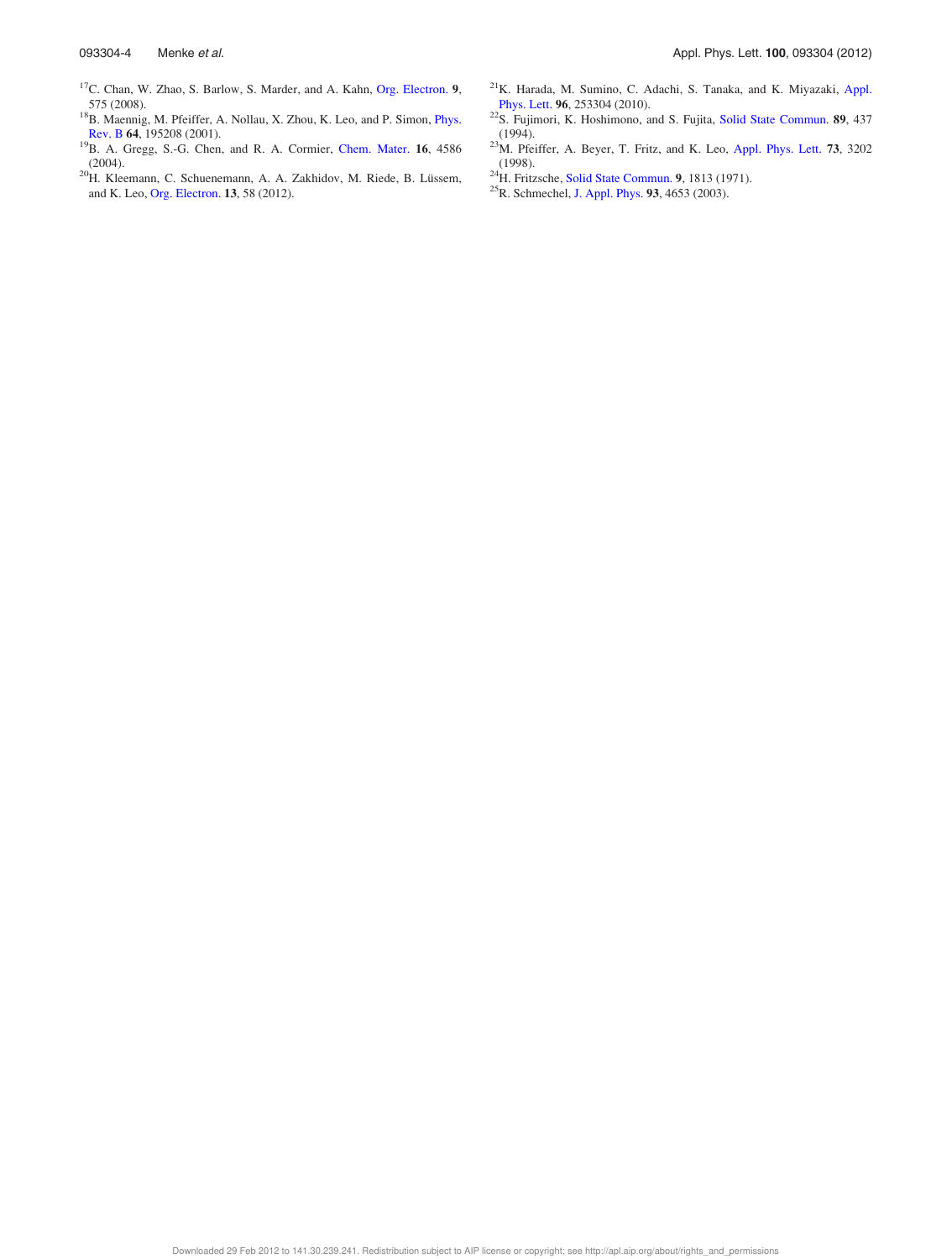[17] C. Chan, W. Zhao, S. Barlow, S. Marder, and A. Kahn, Org. Electron. **9**, 575 (2008).

[18] B. Maennig, M. Pfeiffer, A. Nollau, X. Zhou, K. Leo, and P. Simon, Phys. Rev. B **64**, 195208 (2001).

[19] B. A. Gregg, S.-G. Chen, and R. A. Cormier, Chem. Mater. **16**, 4586 (2004).

[20] H. Kleemann, C. Schuenemann, A. A. Zakhidov, M. Riede, B. Lüssem, and K. Leo, Org. Electron. **13**, 58 (2012).

[21] K. Harada, M. Sumino, C. Adachi, S. Tanaka, and K. Miyazaki, Appl. Phys. Lett. **96**, 253304 (2010).

[22] S. Fujimori, K. Hoshimono, and S. Fujita, Solid State Commun. **89**, 437 (1994).

[23] M. Pfeiffer, A. Beyer, T. Fritz, and K. Leo, Appl. Phys. Lett. **73**, 3202 (1998).

[24] H. Fritzsche, Solid State Commun. **9**, 1813 (1971).

[25] R. Schmechel, J. Appl. Phys. **93**, 4653 (2003).